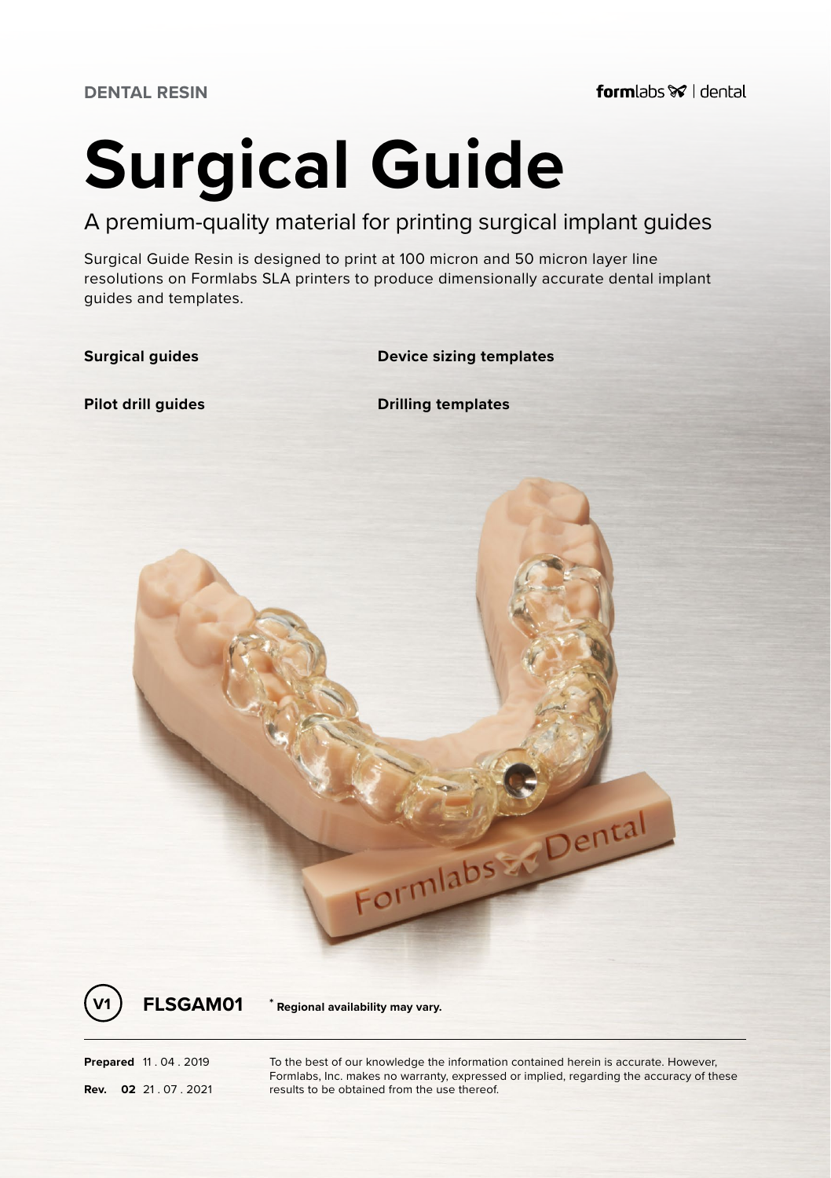DENTAL RESIN

formlabs | dental

# Surgical Guide

## A premium-quality material for printing surgical implant guides

Surgical Guide Resin is designed to print at 100 micron and 50 micron layer line resolutions on Formlabs SLA printers to produce dimensionally accurate dental implant guides and templates.

**Surgical guides**

**Device sizing templates**

**Pilot drill guides**

**Drilling templates**

V1 **FLSGAM01** * **Regional availability may vary.**

**Prepared** 11 . 04 . 2019

**Rev. 02** 21 . 07 . 2021

To the best of our knowledge the information contained herein is accurate. However, Formlabs, Inc. makes no warranty, expressed or implied, regarding the accuracy of these results to be obtained from the use thereof.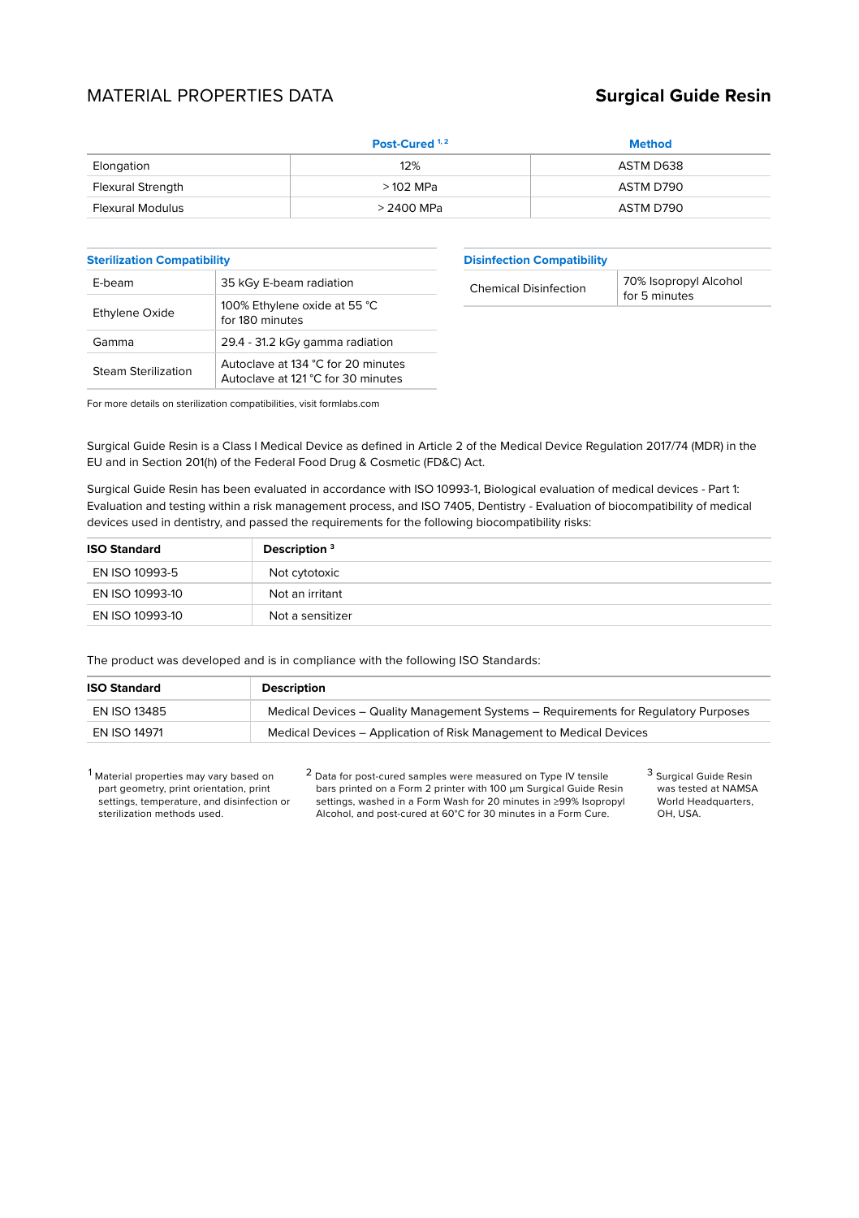## MATERIAL PROPERTIES DATA

## Surgical Guide Resin

| | Post-Cured [1,2] | Method |
|---|---|---|
| Elongation | 12% | ASTM D638 |
| Flexural Strength | > 102 MPa | ASTM D790 |
| Flexural Modulus | > 2400 MPa | ASTM D790 |

| Sterilization Compatibility | |
|---|---|
| E-beam | 35 kGy E-beam radiation |
| Ethylene Oxide | 100% Ethylene oxide at 55 °C for 180 minutes |
| Gamma | 29.4 - 31.2 kGy gamma radiation |
| Steam Sterilization | Autoclave at 134 °C for 20 minutes<br>Autoclave at 121 °C for 30 minutes |

For more details on sterilization compatibilities, visit formlabs.com

| Disinfection Compatibility | |
|---|---|
| Chemical Disinfection | 70% Isopropyl Alcohol for 5 minutes |

Surgical Guide Resin is a Class I Medical Device as defined in Article 2 of the Medical Device Regulation 2017/74 (MDR) in the EU and in Section 201(h) of the Federal Food Drug & Cosmetic (FD&C) Act.

Surgical Guide Resin has been evaluated in accordance with ISO 10993-1, Biological evaluation of medical devices - Part 1: Evaluation and testing within a risk management process, and ISO 7405, Dentistry - Evaluation of biocompatibility of medical devices used in dentistry, and passed the requirements for the following biocompatibility risks:

| ISO Standard | Description [3] |
|---|---|
| EN ISO 10993-5 | Not cytotoxic |
| EN ISO 10993-10 | Not an irritant |
| EN ISO 10993-10 | Not a sensitizer |

The product was developed and is in compliance with the following ISO Standards:

| ISO Standard | Description |
|---|---|
| EN ISO 13485 | Medical Devices – Quality Management Systems – Requirements for Regulatory Purposes |
| EN ISO 14971 | Medical Devices – Application of Risk Management to Medical Devices |

[1] Material properties may vary based on part geometry, print orientation, print settings, temperature, and disinfection or sterilization methods used.

[2] Data for post-cured samples were measured on Type IV tensile bars printed on a Form 2 printer with 100 µm Surgical Guide Resin settings, washed in a Form Wash for 20 minutes in ≥99% Isopropyl Alcohol, and post-cured at 60°C for 30 minutes in a Form Cure.

[3] Surgical Guide Resin was tested at NAMSA World Headquarters, OH, USA.